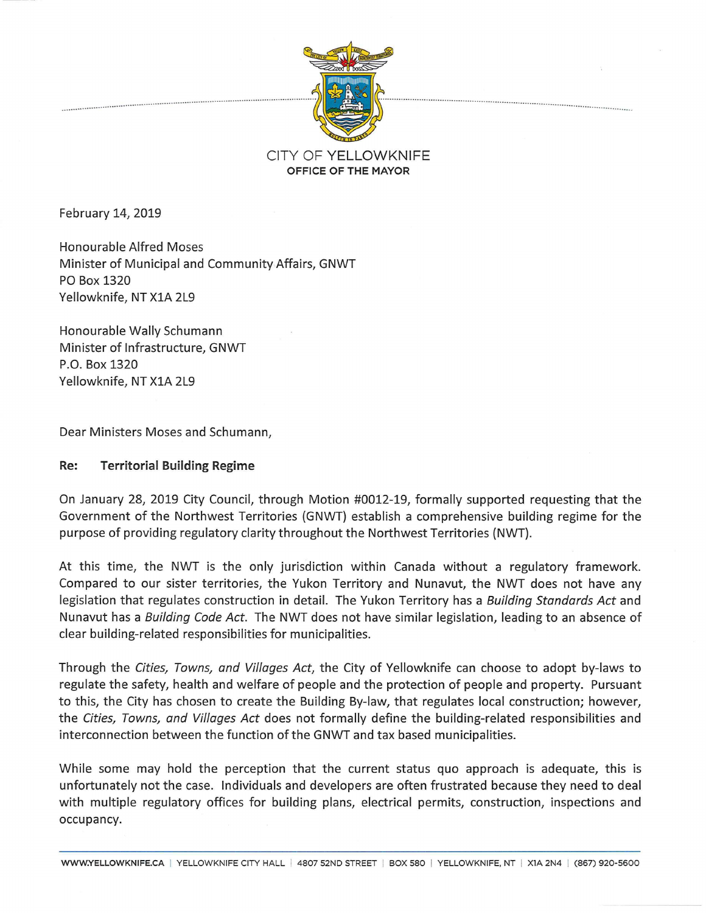CITY OF YELLOWKNIFE
**OFFICE OF THE MAYOR**

February 14, 2019

Honourable Alfred Moses
Minister of Municipal and Community Affairs, GNWT
PO Box 1320
Yellowknife, NT X1A 2L9

Honourable Wally Schumann
Minister of Infrastructure, GNWT
P.O. Box 1320
Yellowknife, NT X1A 2L9

Dear Ministers Moses and Schumann,

**Re: Territorial Building Regime**

On January 28, 2019 City Council, through Motion #0012-19, formally supported requesting that the Government of the Northwest Territories (GNWT) establish a comprehensive building regime for the purpose of providing regulatory clarity throughout the Northwest Territories (NWT).

At this time, the NWT is the only jurisdiction within Canada without a regulatory framework. Compared to our sister territories, the Yukon Territory and Nunavut, the NWT does not have any legislation that regulates construction in detail. The Yukon Territory has a *Building Standards Act* and Nunavut has a *Building Code Act*. The NWT does not have similar legislation, leading to an absence of clear building-related responsibilities for municipalities.

Through the *Cities, Towns, and Villages Act*, the City of Yellowknife can choose to adopt by-laws to regulate the safety, health and welfare of people and the protection of people and property. Pursuant to this, the City has chosen to create the Building By-law, that regulates local construction; however, the *Cities, Towns, and Villages Act* does not formally define the building-related responsibilities and interconnection between the function of the GNWT and tax based municipalities.

While some may hold the perception that the current status quo approach is adequate, this is unfortunately not the case. Individuals and developers are often frustrated because they need to deal with multiple regulatory offices for building plans, electrical permits, construction, inspections and occupancy.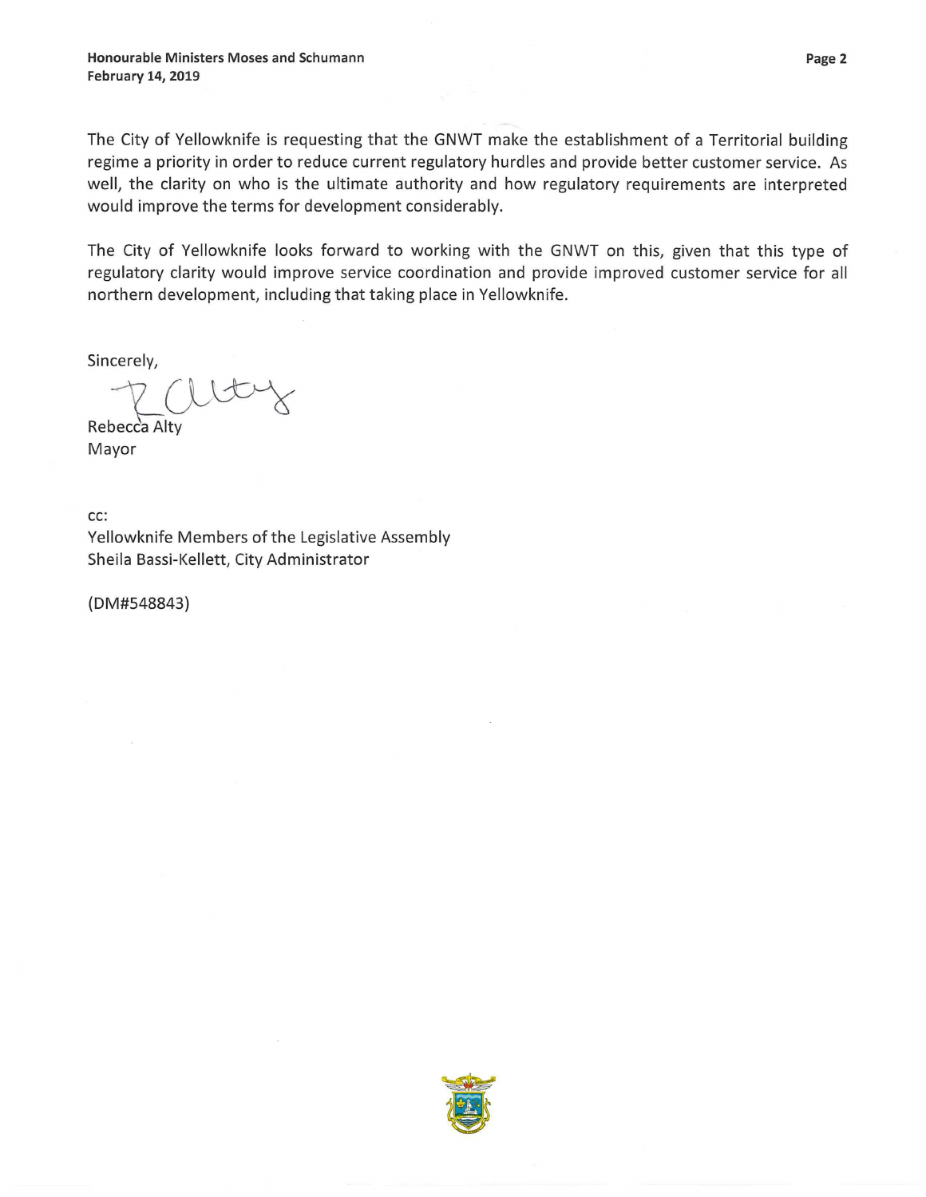The City of Yellowknife is requesting that the GNWT make the establishment of a Territorial building regime a priority in order to reduce current regulatory hurdles and provide better customer service. As well, the clarity on who is the ultimate authority and how regulatory requirements are interpreted would improve the terms for development considerably.

The City of Yellowknife looks forward to working with the GNWT on this, given that this type of regulatory clarity would improve service coordination and provide improved customer service for all northern development, including that taking place in Yellowknife.

Sincerely,

Rebecca Alty
Mayor

cc:
Yellowknife Members of the Legislative Assembly
Sheila Bassi-Kellett, City Administrator

(DM#548843)